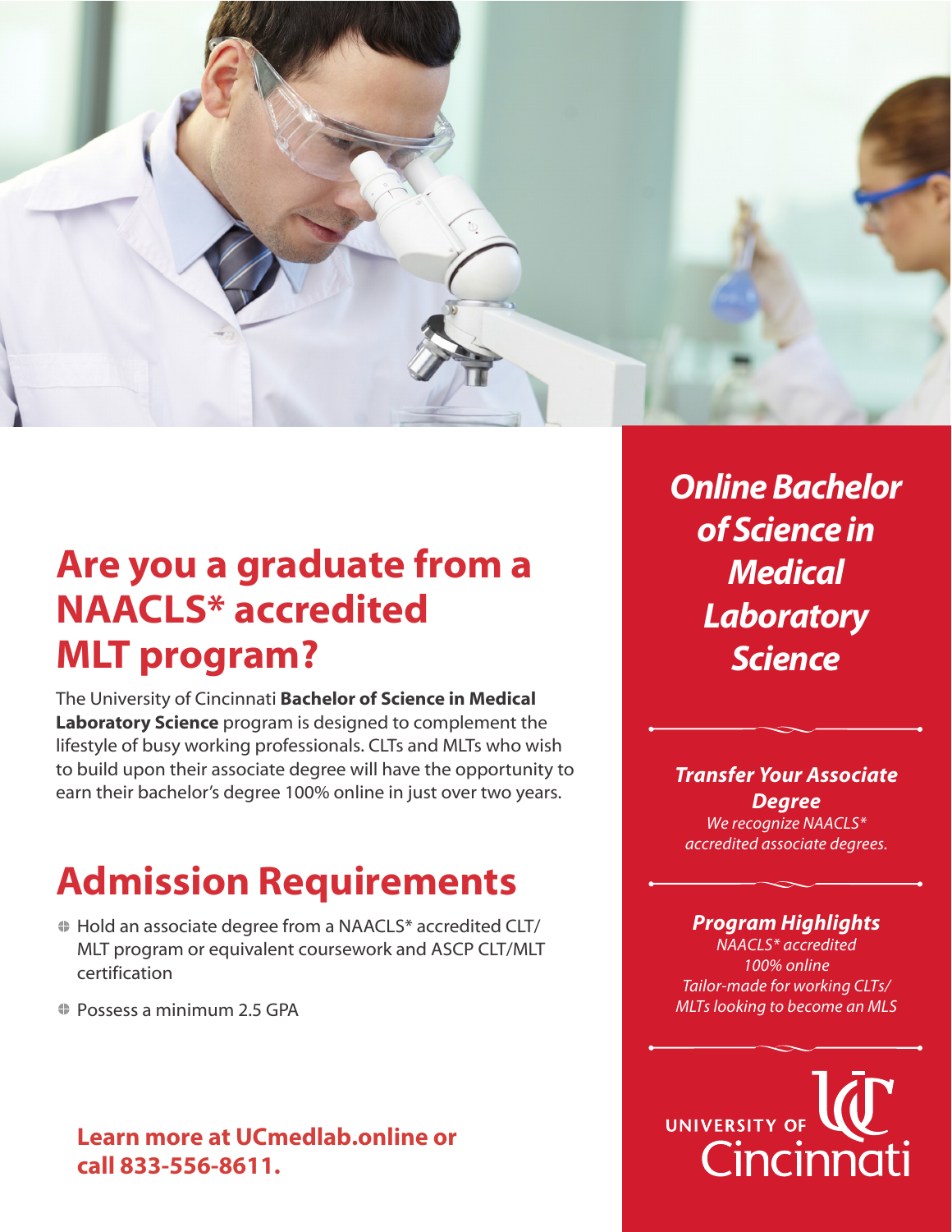# Are you a graduate from a NAACLS* accredited MLT program?

The University of Cincinnati **Bachelor of Science in Medical Laboratory Science** program is designed to complement the lifestyle of busy working professionals. CLTs and MLTs who wish to build upon their associate degree will have the opportunity to earn their bachelor's degree 100% online in just over two years.

## Admission Requirements

- Hold an associate degree from a NAACLS* accredited CLT/MLT program or equivalent coursework and ASCP CLT/MLT certification
- Possess a minimum 2.5 GPA

**Learn more at UCmedlab.online or call 833-556-8611.**

## *Online Bachelor of Science in Medical Laboratory Science*

***Transfer Your Associate Degree***

*We recognize NAACLS* accredited associate degrees.*

***Program Highlights***

*NAACLS* accredited*
*100% online*
*Tailor-made for working CLTs/MLTs looking to become an MLS*

UNIVERSITY OF Cincinnati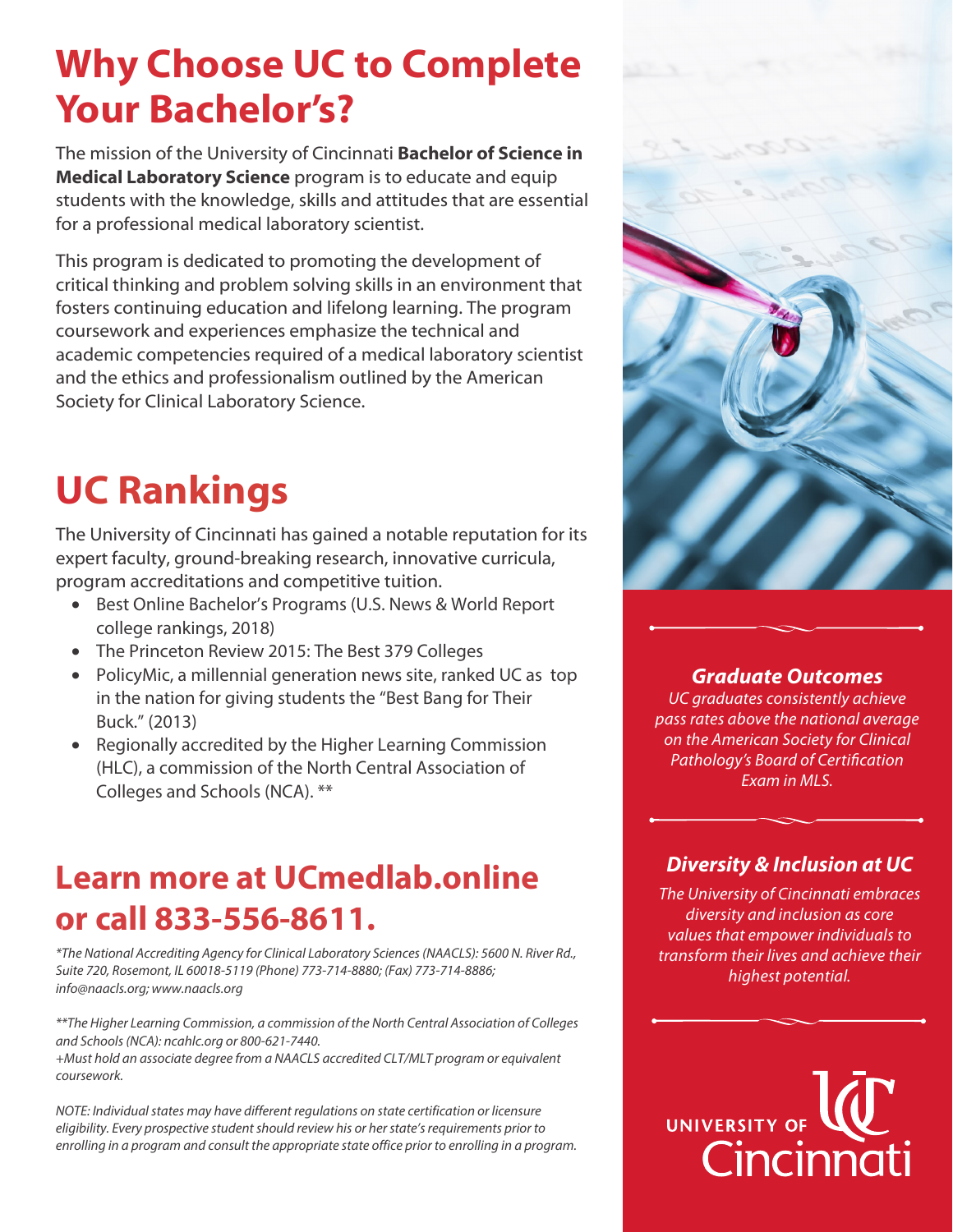# Why Choose UC to Complete Your Bachelor's?

The mission of the University of Cincinnati **Bachelor of Science in Medical Laboratory Science** program is to educate and equip students with the knowledge, skills and attitudes that are essential for a professional medical laboratory scientist.

This program is dedicated to promoting the development of critical thinking and problem solving skills in an environment that fosters continuing education and lifelong learning. The program coursework and experiences emphasize the technical and academic competencies required of a medical laboratory scientist and the ethics and professionalism outlined by the American Society for Clinical Laboratory Science.

# UC Rankings

The University of Cincinnati has gained a notable reputation for its expert faculty, ground-breaking research, innovative curricula, program accreditations and competitive tuition.

- Best Online Bachelor's Programs (U.S. News & World Report college rankings, 2018)
- The Princeton Review 2015: The Best 379 Colleges
- PolicyMic, a millennial generation news site, ranked UC as top in the nation for giving students the "Best Bang for Their Buck." (2013)
- Regionally accredited by the Higher Learning Commission (HLC), a commission of the North Central Association of Colleges and Schools (NCA). **

## Learn more at UCmedlab.online or call 833-556-8611.

*\*The National Accrediting Agency for Clinical Laboratory Sciences (NAACLS): 5600 N. River Rd., Suite 720, Rosemont, IL 60018-5119 (Phone) 773-714-8880; (Fax) 773-714-8886; info@naacls.org; www.naacls.org*

*\*\*The Higher Learning Commission, a commission of the North Central Association of Colleges and Schools (NCA): ncahlc.org or 800-621-7440.*
*+Must hold an associate degree from a NAACLS accredited CLT/MLT program or equivalent coursework.*

*NOTE: Individual states may have different regulations on state certification or licensure eligibility. Every prospective student should review his or her state's requirements prior to enrolling in a program and consult the appropriate state office prior to enrolling in a program.*

### *Graduate Outcomes*

*UC graduates consistently achieve pass rates above the national average on the American Society for Clinical Pathology's Board of Certification Exam in MLS.*

### *Diversity & Inclusion at UC*

*The University of Cincinnati embraces diversity and inclusion as core values that empower individuals to transform their lives and achieve their highest potential.*

UNIVERSITY OF Cincinnati